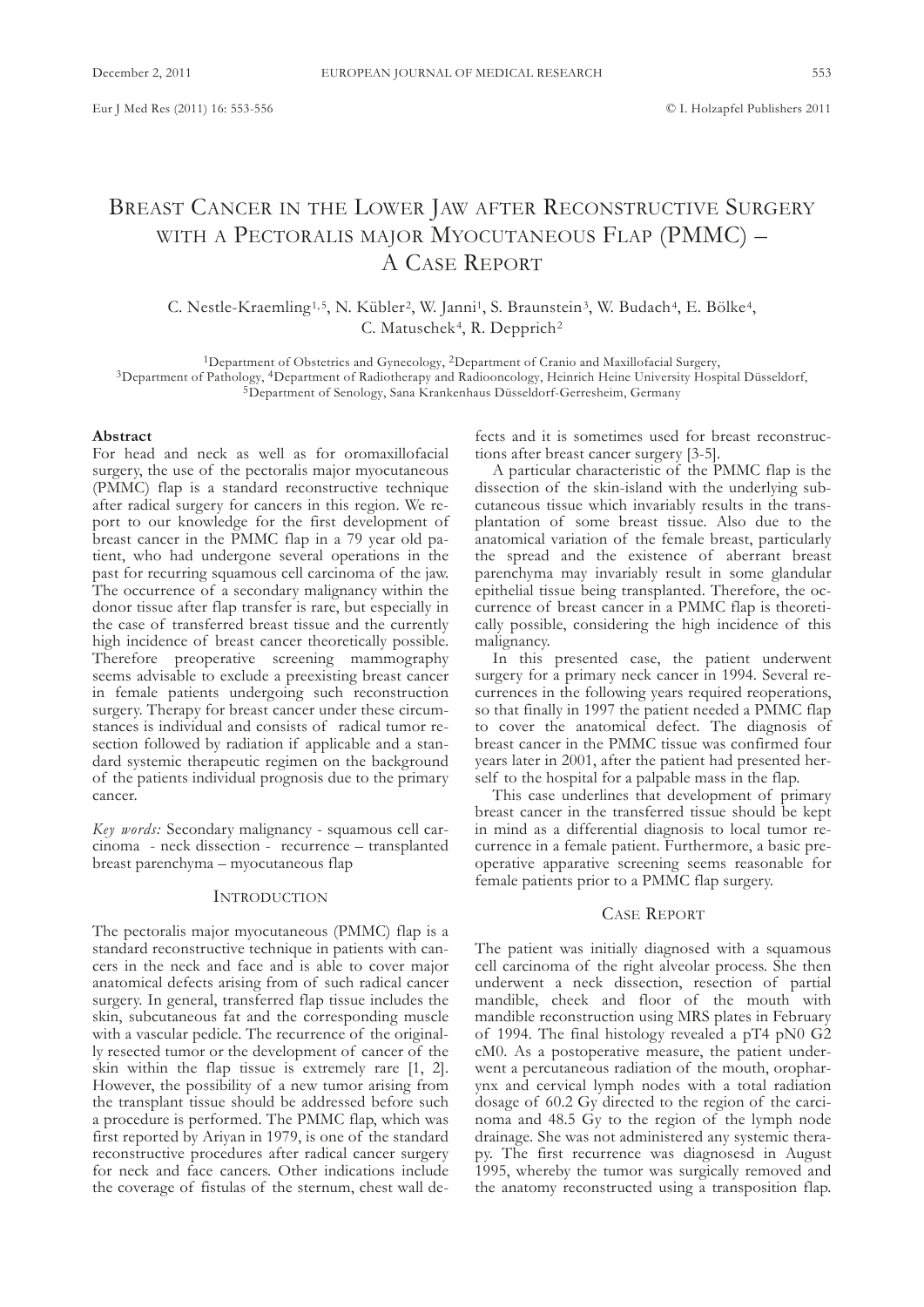# Breast Cancer in the Lower Jaw after Reconstructive Surgery with a Pectoralis major Myocutaneous Flap (PMMC) – A Case Report

C. Nestle-Kraemling[1,5], N. Kübler[2], W. Janni[1], S. Braunstein[3], W. Budach[4], E. Bölke[4], C. Matuschek[4], R. Depprich[2]

[1]Department of Obstetrics and Gynecology, [2]Department of Cranio and Maxillofacial Surgery, [3]Department of Pathology, [4]Department of Radiotherapy and Radiooncology, Heinrich Heine University Hospital Düsseldorf, [5]Department of Senology, Sana Krankenhaus Düsseldorf-Gerresheim, Germany

## Abstract

For head and neck as well as for oromaxillofacial surgery, the use of the pectoralis major myocutaneous (PMMC) flap is a standard reconstructive technique after radical surgery for cancers in this region. We report to our knowledge for the first development of breast cancer in the PMMC flap in a 79 year old patient, who had undergone several operations in the past for recurring squamous cell carcinoma of the jaw. The occurrence of a secondary malignancy within the donor tissue after flap transfer is rare, but especially in the case of transferred breast tissue and the currently high incidence of breast cancer theoretically possible. Therefore preoperative screening mammography seems advisable to exclude a preexisting breast cancer in female patients undergoing such reconstruction surgery. Therapy for breast cancer under these circumstances is individual and consists of radical tumor resection followed by radiation if applicable and a standard systemic therapeutic regimen on the background of the patients individual prognosis due to the primary cancer.

*Key words:* Secondary malignancy - squamous cell carcinoma - neck dissection - recurrence – transplanted breast parenchyma – myocutaneous flap

## Introduction

The pectoralis major myocutaneous (PMMC) flap is a standard reconstructive technique in patients with cancers in the neck and face and is able to cover major anatomical defects arising from of such radical cancer surgery. In general, transferred flap tissue includes the skin, subcutaneous fat and the corresponding muscle with a vascular pedicle. The recurrence of the originally resected tumor or the development of cancer of the skin within the flap tissue is extremely rare [1, 2]. However, the possibility of a new tumor arising from the transplant tissue should be addressed before such a procedure is performed. The PMMC flap, which was first reported by Ariyan in 1979, is one of the standard reconstructive procedures after radical cancer surgery for neck and face cancers. Other indications include the coverage of fistulas of the sternum, chest wall defects and it is sometimes used for breast reconstructions after breast cancer surgery [3-5].

A particular characteristic of the PMMC flap is the dissection of the skin-island with the underlying subcutaneous tissue which invariably results in the transplantation of some breast tissue. Also due to the anatomical variation of the female breast, particularly the spread and the existence of aberrant breast parenchyma may invariably result in some glandular epithelial tissue being transplanted. Therefore, the occurrence of breast cancer in a PMMC flap is theoretically possible, considering the high incidence of this malignancy.

In this presented case, the patient underwent surgery for a primary neck cancer in 1994. Several recurrences in the following years required reoperations, so that finally in 1997 the patient needed a PMMC flap to cover the anatomical defect. The diagnosis of breast cancer in the PMMC tissue was confirmed four years later in 2001, after the patient had presented herself to the hospital for a palpable mass in the flap.

This case underlines that development of primary breast cancer in the transferred tissue should be kept in mind as a differential diagnosis to local tumor recurrence in a female patient. Furthermore, a basic preoperative apparative screening seems reasonable for female patients prior to a PMMC flap surgery.

## Case Report

The patient was initially diagnosed with a squamous cell carcinoma of the right alveolar process. She then underwent a neck dissection, resection of partial mandible, cheek and floor of the mouth with mandible reconstruction using MRS plates in February of 1994. The final histology revealed a pT4 pN0 G2 cM0. As a postoperative measure, the patient underwent a percutaneous radiation of the mouth, oropharynx and cervical lymph nodes with a total radiation dosage of 60.2 Gy directed to the region of the carcinoma and 48.5 Gy to the region of the lymph node drainage. She was not administered any systemic therapy. The first recurrence was diagnosesd in August 1995, whereby the tumor was surgically removed and the anatomy reconstructed using a transposition flap.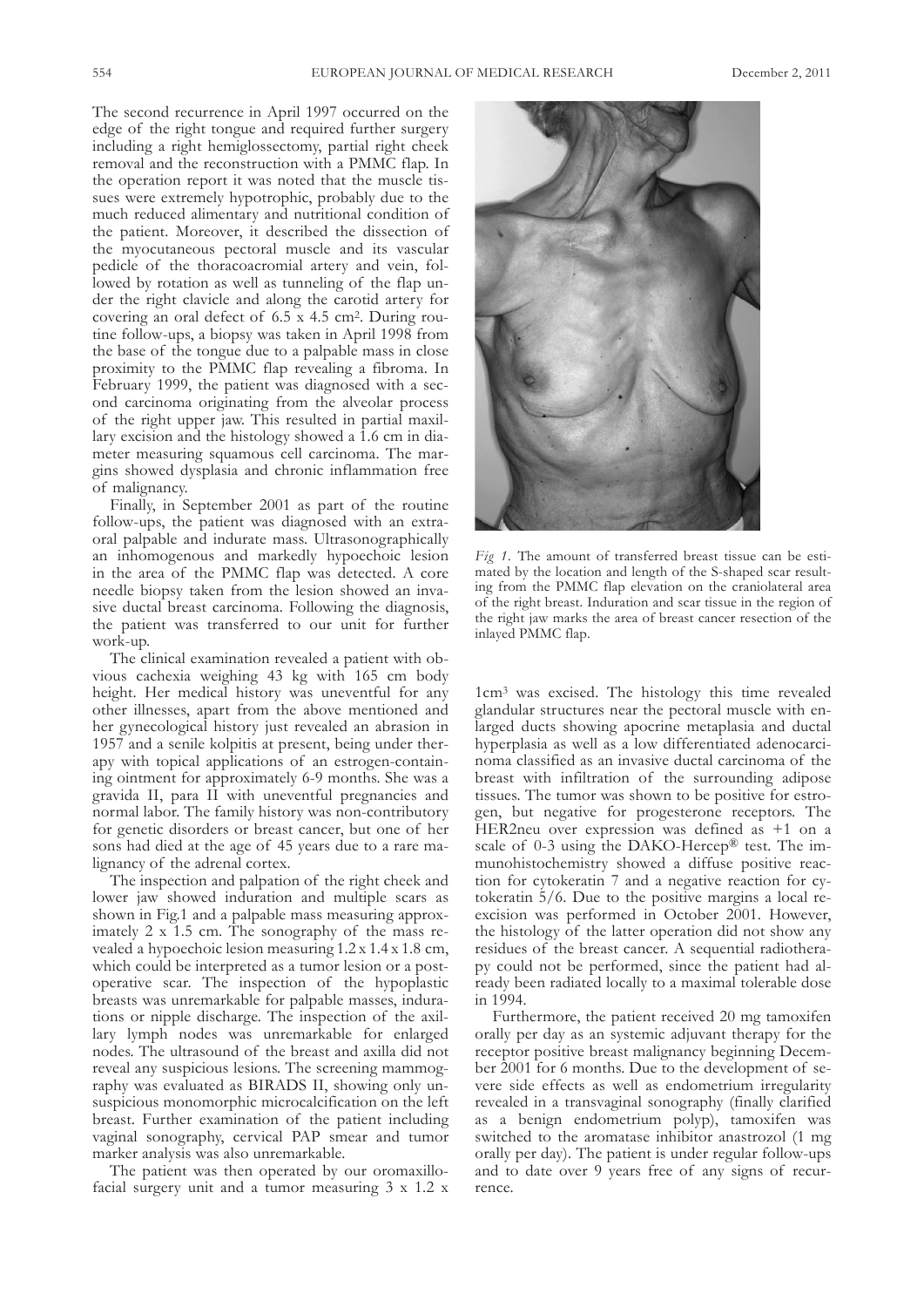The second recurrence in April 1997 occurred on the edge of the right tongue and required further surgery including a right hemiglossectomy, partial right cheek removal and the reconstruction with a PMMC flap. In the operation report it was noted that the muscle tissues were extremely hypotrophic, probably due to the much reduced alimentary and nutritional condition of the patient. Moreover, it described the dissection of the myocutaneous pectoral muscle and its vascular pedicle of the thoracoacromial artery and vein, followed by rotation as well as tunneling of the flap under the right clavicle and along the carotid artery for covering an oral defect of 6.5 x 4.5 cm$^2$. During routine follow-ups, a biopsy was taken in April 1998 from the base of the tongue due to a palpable mass in close proximity to the PMMC flap revealing a fibroma. In February 1999, the patient was diagnosed with a second carcinoma originating from the alveolar process of the right upper jaw. This resulted in partial maxillary excision and the histology showed a 1.6 cm in diameter measuring squamous cell carcinoma. The margins showed dysplasia and chronic inflammation free of malignancy.

Finally, in September 2001 as part of the routine follow-ups, the patient was diagnosed with an extraoral palpable and indurate mass. Ultrasonographically an inhomogenous and markedly hypoechoic lesion in the area of the PMMC flap was detected. A core needle biopsy taken from the lesion showed an invasive ductal breast carcinoma. Following the diagnosis, the patient was transferred to our unit for further work-up.

The clinical examination revealed a patient with obvious cachexia weighing 43 kg with 165 cm body height. Her medical history was uneventful for any other illnesses, apart from the above mentioned and her gynecological history just revealed an abrasion in 1957 and a senile kolpitis at present, being under therapy with topical applications of an estrogen-containing ointment for approximately 6-9 months. She was a gravida II, para II with uneventful pregnancies and normal labor. The family history was non-contributory for genetic disorders or breast cancer, but one of her sons had died at the age of 45 years due to a rare malignancy of the adrenal cortex.

The inspection and palpation of the right cheek and lower jaw showed induration and multiple scars as shown in Fig.1 and a palpable mass measuring approximately 2 x 1.5 cm. The sonography of the mass revealed a hypoechoic lesion measuring 1.2 x 1.4 x 1.8 cm, which could be interpreted as a tumor lesion or a postoperative scar. The inspection of the hypoplastic breasts was unremarkable for palpable masses, indurations or nipple discharge. The inspection of the axillary lymph nodes was unremarkable for enlarged nodes. The ultrasound of the breast and axilla did not reveal any suspicious lesions. The screening mammography was evaluated as BIRADS II, showing only unsuspicious monomorphic microcalcification on the left breast. Further examination of the patient including vaginal sonography, cervical PAP smear and tumor marker analysis was also unremarkable.

The patient was then operated by our oromaxillofacial surgery unit and a tumor measuring 3 x 1.2 x 1cm$^3$ was excised. The histology this time revealed glandular structures near the pectoral muscle with enlarged ducts showing apocrine metaplasia and ductal hyperplasia as well as a low differentiated adenocarcinoma classified as an invasive ductal carcinoma of the breast with infiltration of the surrounding adipose tissues. The tumor was shown to be positive for estrogen, but negative for progesterone receptors. The HER2neu over expression was defined as +1 on a scale of 0-3 using the DAKO-Hercep® test. The immunohistochemistry showed a diffuse positive reaction for cytokeratin 7 and a negative reaction for cytokeratin 5/6. Due to the positive margins a local re-excision was performed in October 2001. However, the histology of the latter operation did not show any residues of the breast cancer. A sequential radiotherapy could not be performed, since the patient had already been radiated locally to a maximal tolerable dose in 1994.

Furthermore, the patient received 20 mg tamoxifen orally per day as an systemic adjuvant therapy for the receptor positive breast malignancy beginning December 2001 for 6 months. Due to the development of severe side effects as well as endometrium irregularity revealed in a transvaginal sonography (finally clarified as a benign endometrium polyp), tamoxifen was switched to the aromatase inhibitor anastrozol (1 mg orally per day). The patient is under regular follow-ups and to date over 9 years free of any signs of recurrence.

*Fig 1.* The amount of transferred breast tissue can be estimated by the location and length of the S-shaped scar resulting from the PMMC flap elevation on the craniolateral area of the right breast. Induration and scar tissue in the region of the right jaw marks the area of breast cancer resection of the inlayed PMMC flap.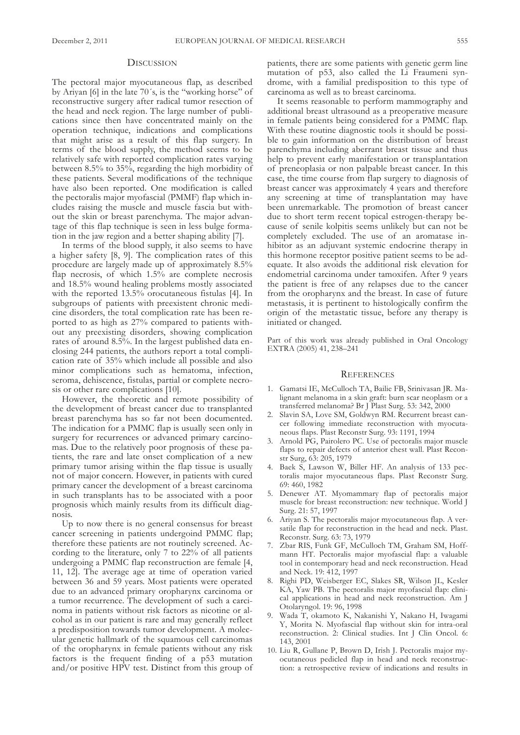## Discussion

The pectoral major myocutaneous flap, as described by Ariyan [6] in the late 70´s, is the "working horse" of reconstructive surgery after radical tumor resection of the head and neck region. The large number of publications since then have concentrated mainly on the operation technique, indications and complications that might arise as a result of this flap surgery. In terms of the blood supply, the method seems to be relatively safe with reported complication rates varying between 8.5% to 35%, regarding the high morbidity of these patients. Several modifications of the technique have also been reported. One modification is called the pectoralis major myofascial (PMMF) flap which includes raising the muscle and muscle fascia but without the skin or breast parenchyma. The major advantage of this flap technique is seen in less bulge formation in the jaw region and a better shaping ability [7].

In terms of the blood supply, it also seems to have a higher safety [8, 9]. The complication rates of this procedure are largely made up of approximately 8.5% flap necrosis, of which 1.5% are complete necrosis and 18.5% wound healing problems mostly associated with the reported 13.5% orocutaneous fistulas [4]. In subgroups of patients with preexistent chronic medicine disorders, the total complication rate has been reported to as high as 27% compared to patients without any preexisting disorders, showing complication rates of around 8.5%. In the largest published data enclosing 244 patients, the authors report a total complication rate of 35% which include all possible and also minor complications such as hematoma, infection, seroma, dehiscence, fistulas, partial or complete necrosis or other rare complications [10].

However, the theoretic and remote possibility of the development of breast cancer due to transplanted breast parenchyma has so far not been documented. The indication for a PMMC flap is usually seen only in surgery for recurrences or advanced primary carcinomas. Due to the relatively poor prognosis of these patients, the rare and late onset complication of a new primary tumor arising within the flap tissue is usually not of major concern. However, in patients with cured primary cancer the development of a breast carcinoma in such transplants has to be associated with a poor prognosis which mainly results from its difficult diagnosis.

Up to now there is no general consensus for breast cancer screening in patients undergoind PMMC flap; therefore these patients are not routinely screened. According to the literature, only 7 to 22% of all patients undergoing a PMMC flap reconstruction are female [4, 11, 12]. The average age at time of operation varied between 36 and 59 years. Most patients were operated due to an advanced primary oropharynx carcinoma or a tumor recurrence. The development of such a carcinoma in patients without risk factors as nicotine or alcohol as in our patient is rare and may generally reflect a predisposition towards tumor development. A molecular genetic hallmark of the squamous cell carcinomas of the oropharynx in female patients without any risk factors is the frequent finding of a p53 mutation and/or positive HPV test. Distinct from this group of patients, there are some patients with genetic germ line mutation of p53, also called the Li Fraumeni syndrome, with a familial predisposition to this type of carcinoma as well as to breast carcinoma.

It seems reasonable to perform mammography and additional breast ultrasound as a preoperative measure in female patients being considered for a PMMC flap. With these routine diagnostic tools it should be possible to gain information on the distribution of breast parenchyma including aberrant breast tissue and thus help to prevent early manifestation or transplantation of preneoplasia or non palpable breast cancer. In this case, the time course from flap surgery to diagnosis of breast cancer was approximately 4 years and therefore any screening at time of transplantation may have been unremarkable. The promotion of breast cancer due to short term recent topical estrogen-therapy because of senile kolpitis seems unlikely but can not be completely excluded. The use of an aromatase inhibitor as an adjuvant systemic endocrine therapy in this hormone receptor positive patient seems to be adequate. It also avoids the additional risk elevation for endometrial carcinoma under tamoxifen. After 9 years the patient is free of any relapses due to the cancer from the oropharynx and the breast. In case of future metastasis, it is pertinent to histologically confirm the origin of the metastatic tissue, before any therapy is initiated or changed.

Part of this work was already published in Oral Oncology EXTRA (2005) 41, 238–241

## References

1. Gamatsi IE, McCulloch TA, Bailie FB, Srinivasan JR. Malignant melanoma in a skin graft: burn scar neoplasm or a transferred melanoma? Br J Plast Surg. 53: 342, 2000
2. Slavin SA, Love SM, Goldwyn RM. Recurrent breast cancer following immediate reconstruction with myocutaneous flaps. Plast Reconstr Surg. 93: 1191, 1994
3. Arnold PG, Pairolero PC. Use of pectoralis major muscle flaps to repair defects of anterior chest wall. Plast Reconstr Surg, 63: 205, 1979
4. Baek S, Lawson W, Biller HF. An analysis of 133 pectoralis major myocutaneous flaps. Plast Reconstr Surg. 69: 460, 1982
5. Denewer AT. Myomammary flap of pectoralis major muscle for breast reconstruction: new technique. World J Surg. 21: 57, 1997
6. Ariyan S. The pectoralis major myocutaneous flap. A versatile flap for reconstruction in the head and neck. Plast. Reconstr. Surg. 63: 73, 1979
7. Zbar RIS, Funk GF, McCulloch TM, Graham SM, Hoffmann HT. Pectoralis major myofascial flap: a valuable tool in contemporary head and neck reconstruction. Head and Neck. 19: 412, 1997
8. Righi PD, Weisberger EC, Slakes SR, Wilson JL, Kesler KA, Yaw PB. The pectoralis major myofascial flap: clinical applications in head and neck reconstruction. Am J Otolaryngol. 19: 96, 1998
9. Wada T, okamoto K, Nakanishi Y, Nakano H, Iwagami Y, Morita N. Myofascial flap without skin for intra-oral reconstruction. 2: Clinical studies. Int J Clin Oncol. 6: 143, 2001
10. Liu R, Gullane P, Brown D, Irish J. Pectoralis major myocutaneous pedicled flap in head and neck reconstruction: a retrospective review of indications and results in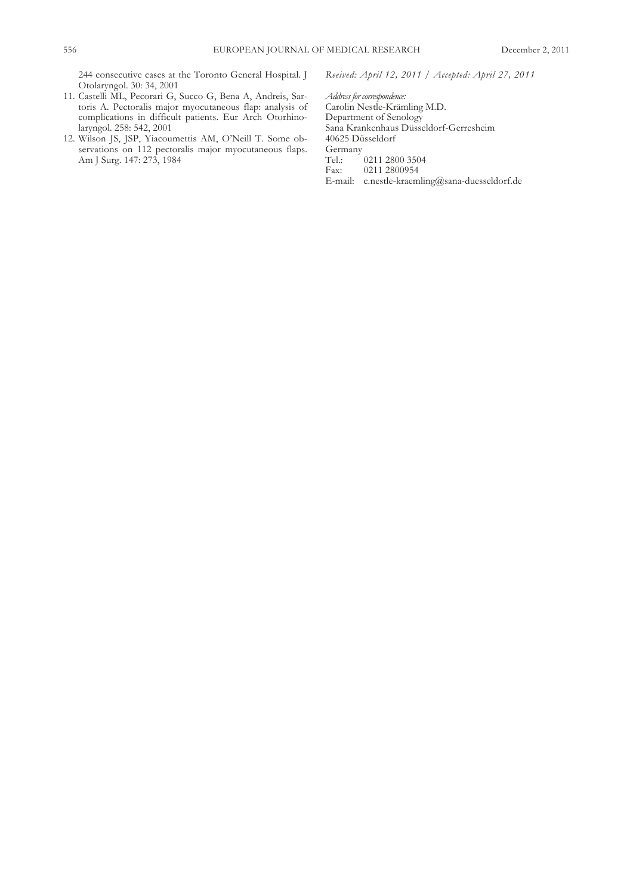244 consecutive cases at the Toronto General Hospital. J Otolaryngol. 30: 34, 2001

11. Castelli ML, Pecorari G, Succo G, Bena A, Andreis, Sartoris A. Pectoralis major myocutaneous flap: analysis of complications in difficult patients. Eur Arch Otorhinolaryngol. 258: 542, 2001
12. Wilson JS, JSP, Yiacoumettis AM, O'Neill T. Some observations on 112 pectoralis major myocutaneous flaps. Am J Surg. 147: 273, 1984

*Reeived: April 12, 2011 / Accepted: April 27, 2011*

*Address for correspondence:*
Carolin Nestle-Krämling M.D.
Department of Senology
Sana Krankenhaus Düsseldorf-Gerresheim
40625 Düsseldorf
Germany
Tel.: 0211 2800 3504
Fax: 0211 2800954
E-mail: c.nestle-kraemling@sana-duesseldorf.de